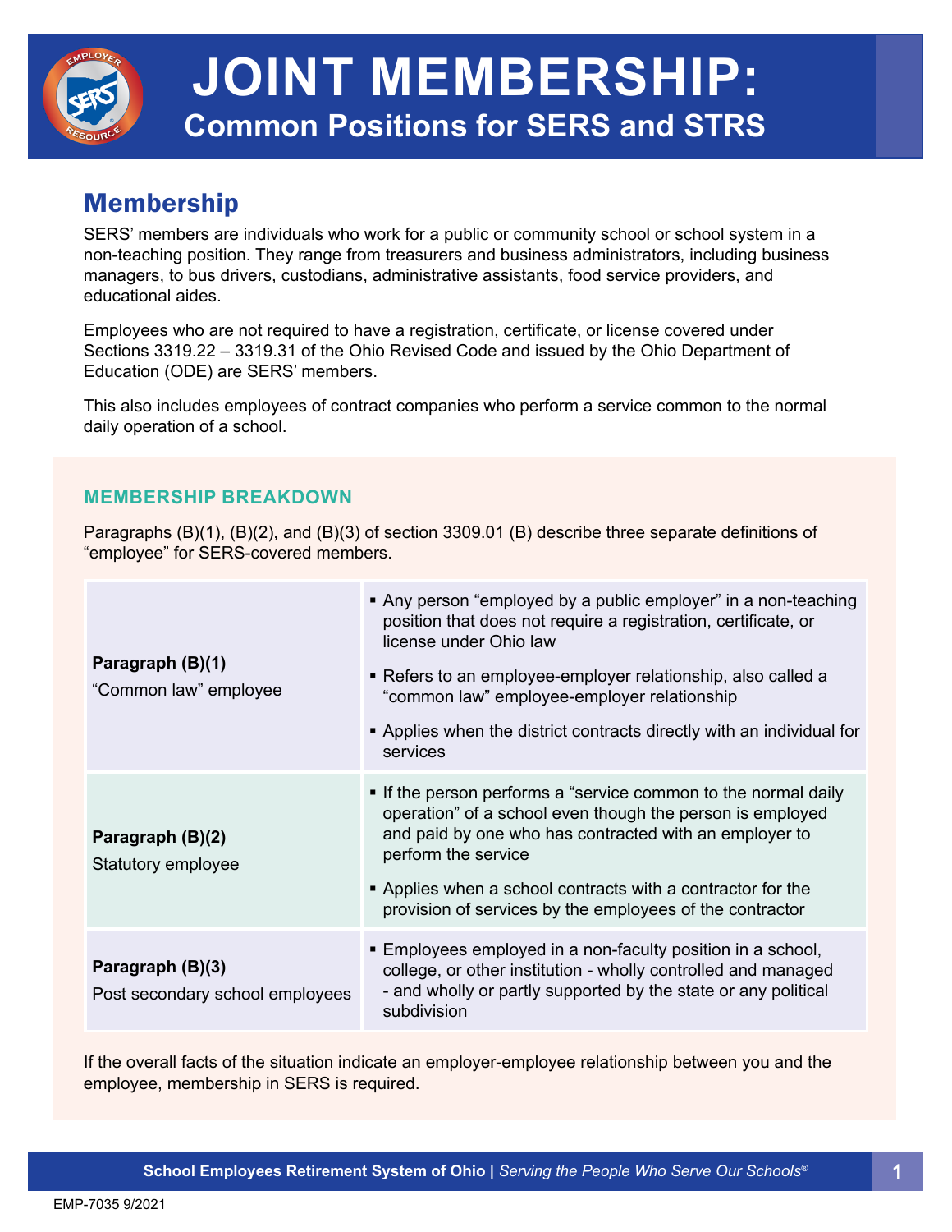# JOINT MEMBERSHIP:

## Common Positions for SERS and STRS

## Membership

SERS' members are individuals who work for a public or community school or school system in a non-teaching position. They range from treasurers and business administrators, including business managers, to bus drivers, custodians, administrative assistants, food service providers, and educational aides.

Employees who are not required to have a registration, certificate, or license covered under Sections 3319.22 – 3319.31 of the Ohio Revised Code and issued by the Ohio Department of Education (ODE) are SERS' members.

This also includes employees of contract companies who perform a service common to the normal daily operation of a school.

### MEMBERSHIP BREAKDOWN

Paragraphs (B)(1), (B)(2), and (B)(3) of section 3309.01 (B) describe three separate definitions of "employee" for SERS-covered members.

| | |
|---|---|
| **Paragraph (B)(1)** "Common law" employee | ▪ Any person "employed by a public employer" in a non-teaching position that does not require a registration, certificate, or license under Ohio law<br>▪ Refers to an employee-employer relationship, also called a "common law" employee-employer relationship<br>▪ Applies when the district contracts directly with an individual for services |
| **Paragraph (B)(2)** Statutory employee | ▪ If the person performs a "service common to the normal daily operation" of a school even though the person is employed and paid by one who has contracted with an employer to perform the service<br>▪ Applies when a school contracts with a contractor for the provision of services by the employees of the contractor |
| **Paragraph (B)(3)** Post secondary school employees | ▪ Employees employed in a non-faculty position in a school, college, or other institution - wholly controlled and managed - and wholly or partly supported by the state or any political subdivision |

If the overall facts of the situation indicate an employer-employee relationship between you and the employee, membership in SERS is required.

EMP-7035 9/2021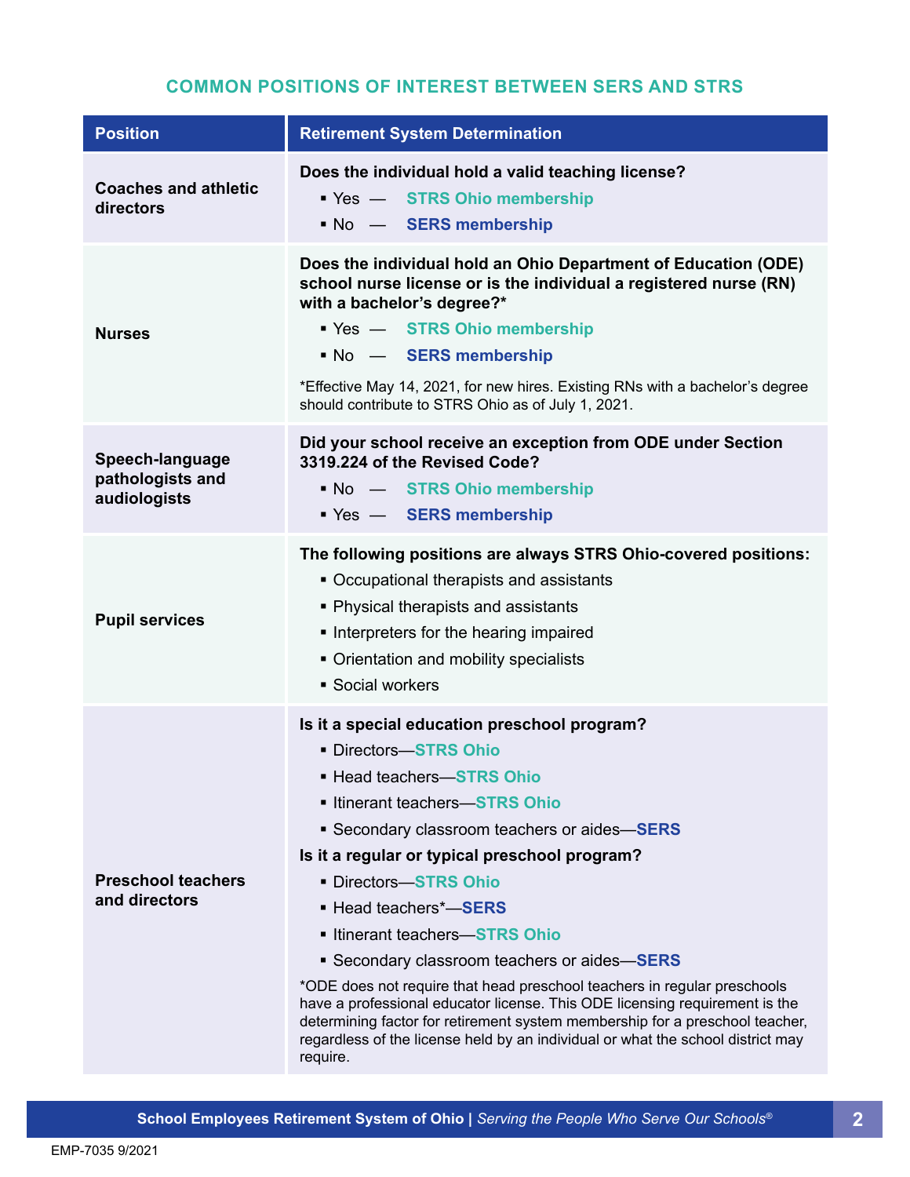## COMMON POSITIONS OF INTEREST BETWEEN SERS AND STRS

| Position | Retirement System Determination |
| --- | --- |
| **Coaches and athletic directors** | **Does the individual hold a valid teaching license?**<br>▪ Yes — **STRS Ohio membership**<br>▪ No — **SERS membership** |
| **Nurses** | **Does the individual hold an Ohio Department of Education (ODE) school nurse license or is the individual a registered nurse (RN) with a bachelor's degree?***<br>▪ Yes — **STRS Ohio membership**<br>▪ No — **SERS membership**<br>*Effective May 14, 2021, for new hires. Existing RNs with a bachelor's degree should contribute to STRS Ohio as of July 1, 2021. |
| **Speech-language pathologists and audiologists** | **Did your school receive an exception from ODE under Section 3319.224 of the Revised Code?**<br>▪ No — **STRS Ohio membership**<br>▪ Yes — **SERS membership** |
| **Pupil services** | **The following positions are always STRS Ohio-covered positions:**<br>▪ Occupational therapists and assistants<br>▪ Physical therapists and assistants<br>▪ Interpreters for the hearing impaired<br>▪ Orientation and mobility specialists<br>▪ Social workers |
| **Preschool teachers and directors** | **Is it a special education preschool program?**<br>▪ Directors—**STRS Ohio**<br>▪ Head teachers—**STRS Ohio**<br>▪ Itinerant teachers—**STRS Ohio**<br>▪ Secondary classroom teachers or aides—**SERS**<br>**Is it a regular or typical preschool program?**<br>▪ Directors—**STRS Ohio**<br>▪ Head teachers*—**SERS**<br>▪ Itinerant teachers—**STRS Ohio**<br>▪ Secondary classroom teachers or aides—**SERS**<br>*ODE does not require that head preschool teachers in regular preschools have a professional educator license. This ODE licensing requirement is the determining factor for retirement system membership for a preschool teacher, regardless of the license held by an individual or what the school district may require. |

EMP-7035 9/2021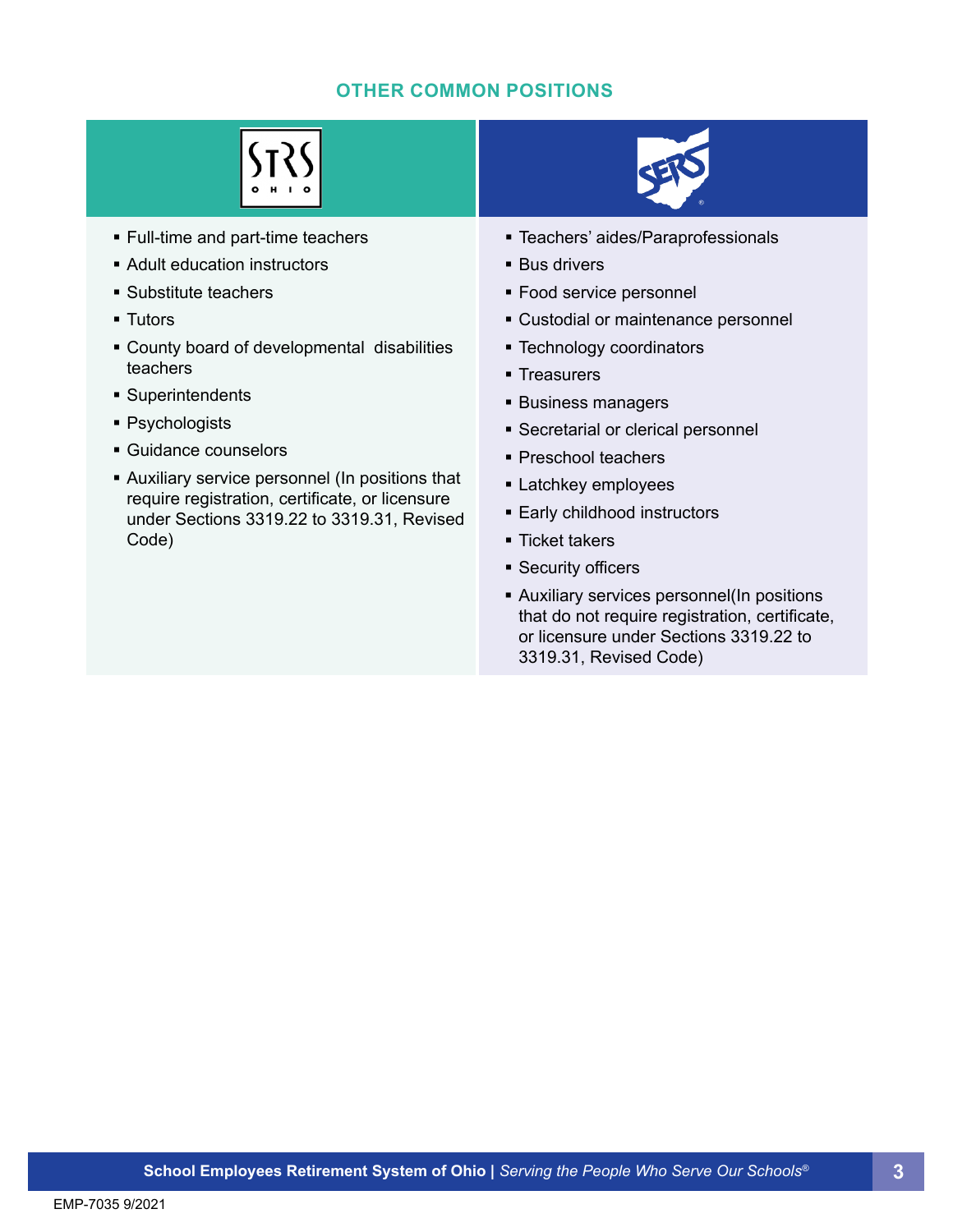## OTHER COMMON POSITIONS

| STRS Ohio | SERS |
| --- | --- |
| ▪ Full-time and part-time teachers | ▪ Teachers' aides/Paraprofessionals |
| ▪ Adult education instructors | ▪ Bus drivers |
| ▪ Substitute teachers | ▪ Food service personnel |
| ▪ Tutors | ▪ Custodial or maintenance personnel |
| ▪ County board of developmental disabilities teachers | ▪ Technology coordinators |
| ▪ Superintendents | ▪ Treasurers |
| ▪ Psychologists | ▪ Business managers |
| ▪ Guidance counselors | ▪ Secretarial or clerical personnel |
| ▪ Auxiliary service personnel (In positions that require registration, certificate, or licensure under Sections 3319.22 to 3319.31, Revised Code) | ▪ Preschool teachers |
| | ▪ Latchkey employees |
| | ▪ Early childhood instructors |
| | ▪ Ticket takers |
| | ▪ Security officers |
| | ▪ Auxiliary services personnel(In positions that do not require registration, certificate, or licensure under Sections 3319.22 to 3319.31, Revised Code) |

EMP-7035 9/2021